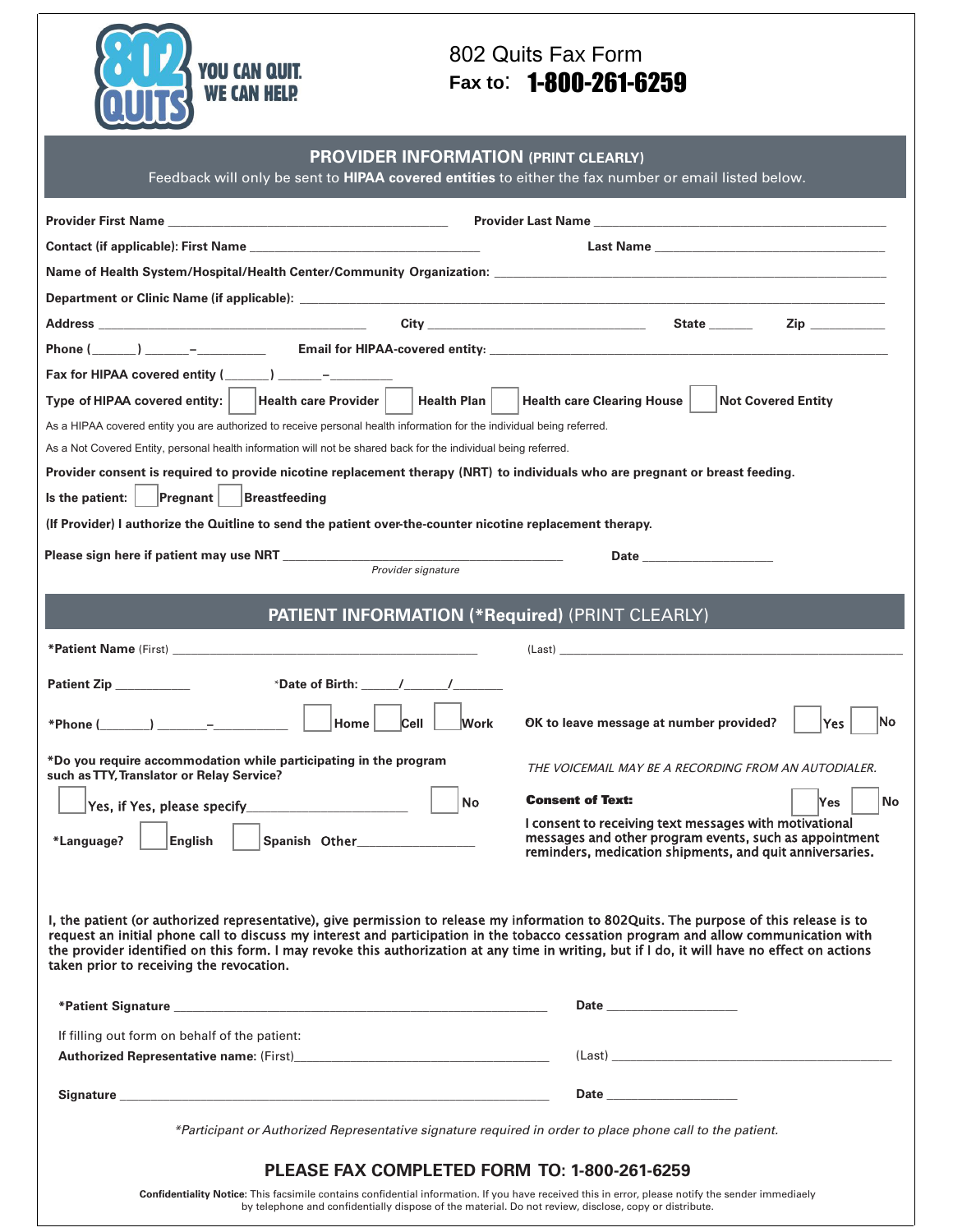802 QUITS YOU CAN QUIT. WE CAN HELP.

# 802 Quits Fax Form

**Fax to: 1-800-261-6259**

## PROVIDER INFORMATION (PRINT CLEARLY)

Feedback will only be sent to **HIPAA covered entities** to either the fax number or email listed below.

**Provider First Name** ________________________ **Provider Last Name** ________________________

**Contact (if applicable): First Name** ________________________ **Last Name** ________________________

**Name of Health System/Hospital/Health Center/Community Organization:** ________________________

**Department or Clinic Name (if applicable):** ________________________

**Address** ________________________ **City** ________________________ **State** ______ **Zip** __________

**Phone (**______**)** ______–__________ **Email for HIPAA-covered entity:** ________________________

**Fax for HIPAA covered entity (**______**)** ______–__________

**Type of HIPAA covered entity:** ☐ **Health care Provider** ☐ **Health Plan** ☐ **Health care Clearing House** ☐ **Not Covered Entity**

As a HIPAA covered entity you are authorized to receive personal health information for the individual being referred.

As a Not Covered Entity, personal health information will not be shared back for the individual being referred.

**Provider consent is required to provide nicotine replacement therapy (NRT) to individuals who are pregnant or breast feeding.**

**Is the patient:** ☐ **Pregnant** ☐ **Breastfeeding**

**(If Provider) I authorize the Quitline to send the patient over-the-counter nicotine replacement therapy.**

**Please sign here if patient may use NRT** ________________________ **Date** __________________

*Provider signature*

## PATIENT INFORMATION (*Required) (PRINT CLEARLY)

***Patient Name** (First) ________________________ (Last) ________________________

**Patient Zip** __________ ***Date of Birth:** _____/_____/______

***Phone (**_______**)** _______–__________ ☐ **Home** ☐ **Cell** ☐ **Work**

**OK to leave message at number provided?** ☐ **Yes** ☐ **No**

*THE VOICEMAIL MAY BE A RECORDING FROM AN AUTODIALER.*

***Do you require accommodation while participating in the program such as TTY, Translator or Relay Service?**

☐ **Yes, if Yes, please specify**______________________ ☐ **No**

**Consent of Text:** ☐ **Yes** ☐ **No**

**I consent to receiving text messages with motivational messages and other program events, such as appointment reminders, medication shipments, and quit anniversaries.**

***Language?** ☐ **English** ☐ **Spanish** **Other**________________

**I, the patient (or authorized representative), give permission to release my information to 802Quits. The purpose of this release is to request an initial phone call to discuss my interest and participation in the tobacco cessation program and allow communication with the provider identified on this form. I may revoke this authorization at any time in writing, but if I do, it will have no effect on actions taken prior to receiving the revocation.**

***Patient Signature** ________________________ **Date** __________________

If filling out form on behalf of the patient:

**Authorized Representative name:** (First)________________________ (Last) ________________________

**Signature** ________________________ **Date** __________________

*\*Participant or Authorized Representative signature required in order to place phone call to the patient.*

### PLEASE FAX COMPLETED FORM TO: 1-800-261-6259

**Confidentiality Notice:** This facsimile contains confidential information. If you have received this in error, please notify the sender immediaely by telephone and confidentially dispose of the material. Do not review, disclose, copy or distribute.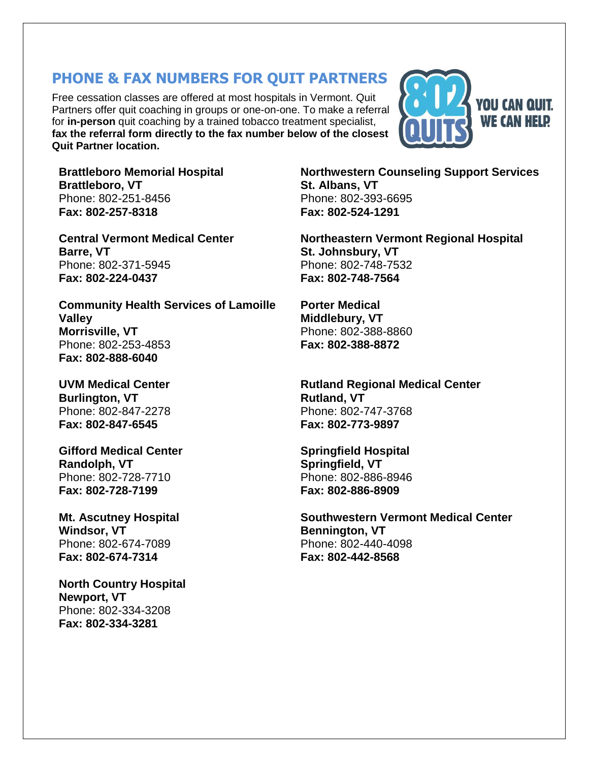## PHONE & FAX NUMBERS FOR QUIT PARTNERS

Free cessation classes are offered at most hospitals in Vermont. Quit Partners offer quit coaching in groups or one-on-one. To make a referral for **in-person** quit coaching by a trained tobacco treatment specialist, **fax the referral form directly to the fax number below of the closest Quit Partner location.**

**Brattleboro Memorial Hospital**
**Brattleboro, VT**
Phone: 802-251-8456
**Fax: 802-257-8318**

**Central Vermont Medical Center**
**Barre, VT**
Phone: 802-371-5945
**Fax: 802-224-0437**

**Community Health Services of Lamoille Valley**
**Morrisville, VT**
Phone: 802-253-4853
**Fax: 802-888-6040**

**UVM Medical Center**
**Burlington, VT**
Phone: 802-847-2278
**Fax: 802-847-6545**

**Gifford Medical Center**
**Randolph, VT**
Phone: 802-728-7710
**Fax: 802-728-7199**

**Mt. Ascutney Hospital**
**Windsor, VT**
Phone: 802-674-7089
**Fax: 802-674-7314**

**North Country Hospital**
**Newport, VT**
Phone: 802-334-3208
**Fax: 802-334-3281**

**Northwestern Counseling Support Services**
**St. Albans, VT**
Phone: 802-393-6695
**Fax: 802-524-1291**

**Northeastern Vermont Regional Hospital**
**St. Johnsbury, VT**
Phone: 802-748-7532
**Fax: 802-748-7564**

**Porter Medical**
**Middlebury, VT**
Phone: 802-388-8860
**Fax: 802-388-8872**

**Rutland Regional Medical Center**
**Rutland, VT**
Phone: 802-747-3768
**Fax: 802-773-9897**

**Springfield Hospital**
**Springfield, VT**
Phone: 802-886-8946
**Fax: 802-886-8909**

**Southwestern Vermont Medical Center**
**Bennington, VT**
Phone: 802-440-4098
**Fax: 802-442-8568**